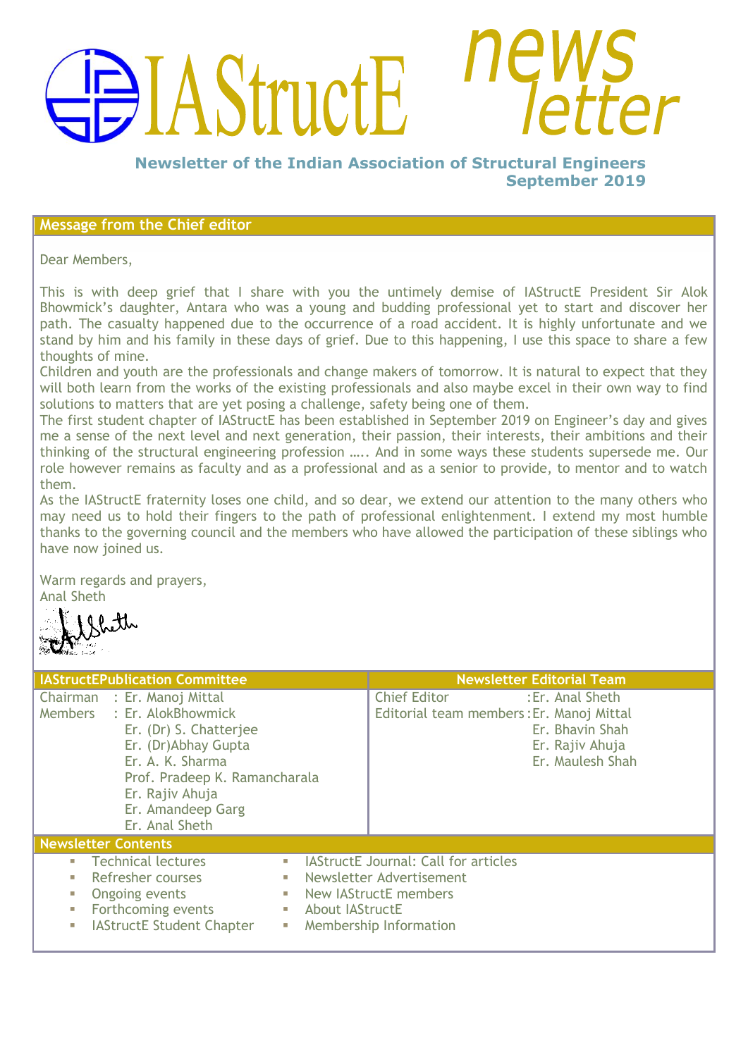# IAStructE newsletter

**Newsletter of the Indian Association of Structural Engineers**
**September 2019**

## Message from the Chief editor

Dear Members,

This is with deep grief that I share with you the untimely demise of IAStructE President Sir Alok Bhowmick's daughter, Antara who was a young and budding professional yet to start and discover her path. The casualty happened due to the occurrence of a road accident. It is highly unfortunate and we stand by him and his family in these days of grief. Due to this happening, I use this space to share a few thoughts of mine.

Children and youth are the professionals and change makers of tomorrow. It is natural to expect that they will both learn from the works of the existing professionals and also maybe excel in their own way to find solutions to matters that are yet posing a challenge, safety being one of them.

The first student chapter of IAStructE has been established in September 2019 on Engineer's day and gives me a sense of the next level and next generation, their passion, their interests, their ambitions and their thinking of the structural engineering profession ….. And in some ways these students supersede me. Our role however remains as faculty and as a professional and as a senior to provide, to mentor and to watch them.

As the IAStructE fraternity loses one child, and so dear, we extend our attention to the many others who may need us to hold their fingers to the path of professional enlightenment. I extend my most humble thanks to the governing council and the members who have allowed the participation of these siblings who have now joined us.

Warm regards and prayers,
Anal Sheth

| IAStructEPublication Committee | Newsletter Editorial Team |
|---|---|
| Chairman : Er. Manoj Mittal | Chief Editor : Er. Anal Sheth |
| Members : Er. AlokBhowmick | Editorial team members : Er. Manoj Mittal |
| Er. (Dr) S. Chatterjee | Er. Bhavin Shah |
| Er. (Dr)Abhay Gupta | Er. Rajiv Ahuja |
| Er. A. K. Sharma | Er. Maulesh Shah |
| Prof. Pradeep K. Ramancharala | |
| Er. Rajiv Ahuja | |
| Er. Amandeep Garg | |
| Er. Anal Sheth | |

## Newsletter Contents

- Technical lectures
- Refresher courses
- Ongoing events
- Forthcoming events
- IAStructE Student Chapter
- IAStructE Journal: Call for articles
- Newsletter Advertisement
- New IAStructE members
- About IAStructE
- Membership Information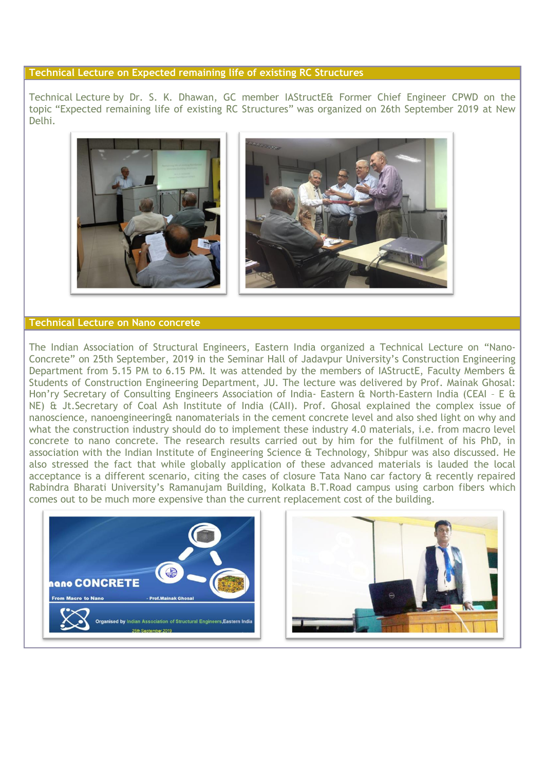## Technical Lecture on Expected remaining life of existing RC Structures

Technical Lecture by Dr. S. K. Dhawan, GC member IAStructE& Former Chief Engineer CPWD on the topic "Expected remaining life of existing RC Structures" was organized on 26th September 2019 at New Delhi.

## Technical Lecture on Nano concrete

The Indian Association of Structural Engineers, Eastern India organized a Technical Lecture on "Nano-Concrete" on 25th September, 2019 in the Seminar Hall of Jadavpur University's Construction Engineering Department from 5.15 PM to 6.15 PM. It was attended by the members of IAStructE, Faculty Members & Students of Construction Engineering Department, JU. The lecture was delivered by Prof. Mainak Ghosal: Hon'ry Secretary of Consulting Engineers Association of India- Eastern & North-Eastern India (CEAI – E & NE) & Jt.Secretary of Coal Ash Institute of India (CAII). Prof. Ghosal explained the complex issue of nanoscience, nanoengineering& nanomaterials in the cement concrete level and also shed light on why and what the construction industry should do to implement these industry 4.0 materials, i.e. from macro level concrete to nano concrete. The research results carried out by him for the fulfilment of his PhD, in association with the Indian Institute of Engineering Science & Technology, Shibpur was also discussed. He also stressed the fact that while globally application of these advanced materials is lauded the local acceptance is a different scenario, citing the cases of closure Tata Nano car factory & recently repaired Rabindra Bharati University's Ramanujam Building, Kolkata B.T.Road campus using carbon fibers which comes out to be much more expensive than the current replacement cost of the building.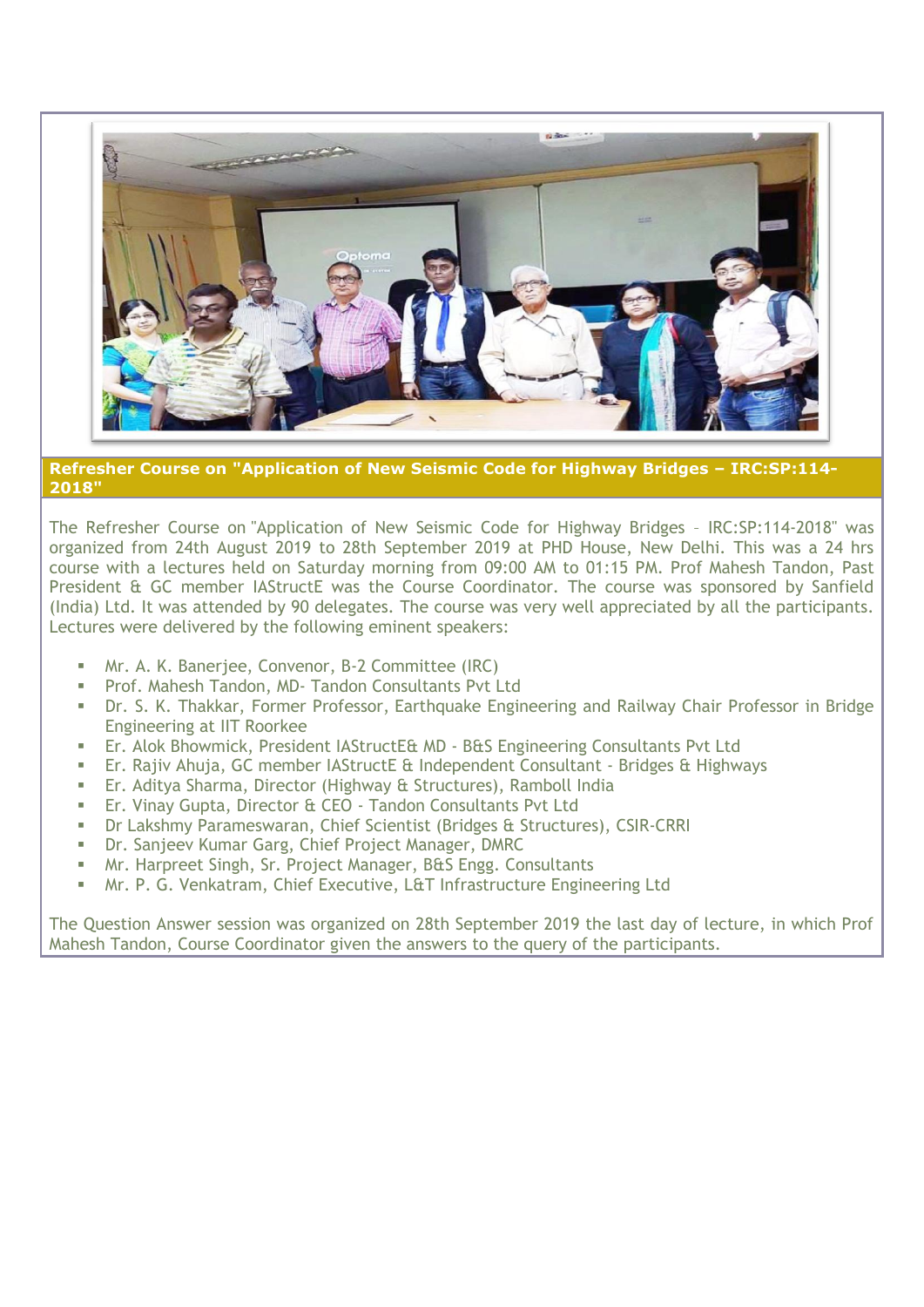## Refresher Course on "Application of New Seismic Code for Highway Bridges – IRC:SP:114-2018"

The Refresher Course on "Application of New Seismic Code for Highway Bridges – IRC:SP:114-2018" was organized from 24th August 2019 to 28th September 2019 at PHD House, New Delhi. This was a 24 hrs course with a lectures held on Saturday morning from 09:00 AM to 01:15 PM. Prof Mahesh Tandon, Past President & GC member IAStructE was the Course Coordinator. The course was sponsored by Sanfield (India) Ltd. It was attended by 90 delegates. The course was very well appreciated by all the participants. Lectures were delivered by the following eminent speakers:

- Mr. A. K. Banerjee, Convenor, B-2 Committee (IRC)
- Prof. Mahesh Tandon, MD- Tandon Consultants Pvt Ltd
- Dr. S. K. Thakkar, Former Professor, Earthquake Engineering and Railway Chair Professor in Bridge Engineering at IIT Roorkee
- Er. Alok Bhowmick, President IAStructE& MD - B&S Engineering Consultants Pvt Ltd
- Er. Rajiv Ahuja, GC member IAStructE & Independent Consultant - Bridges & Highways
- Er. Aditya Sharma, Director (Highway & Structures), Ramboll India
- Er. Vinay Gupta, Director & CEO - Tandon Consultants Pvt Ltd
- Dr Lakshmy Parameswaran, Chief Scientist (Bridges & Structures), CSIR-CRRI
- Dr. Sanjeev Kumar Garg, Chief Project Manager, DMRC
- Mr. Harpreet Singh, Sr. Project Manager, B&S Engg. Consultants
- Mr. P. G. Venkatram, Chief Executive, L&T Infrastructure Engineering Ltd

The Question Answer session was organized on 28th September 2019 the last day of lecture, in which Prof Mahesh Tandon, Course Coordinator given the answers to the query of the participants.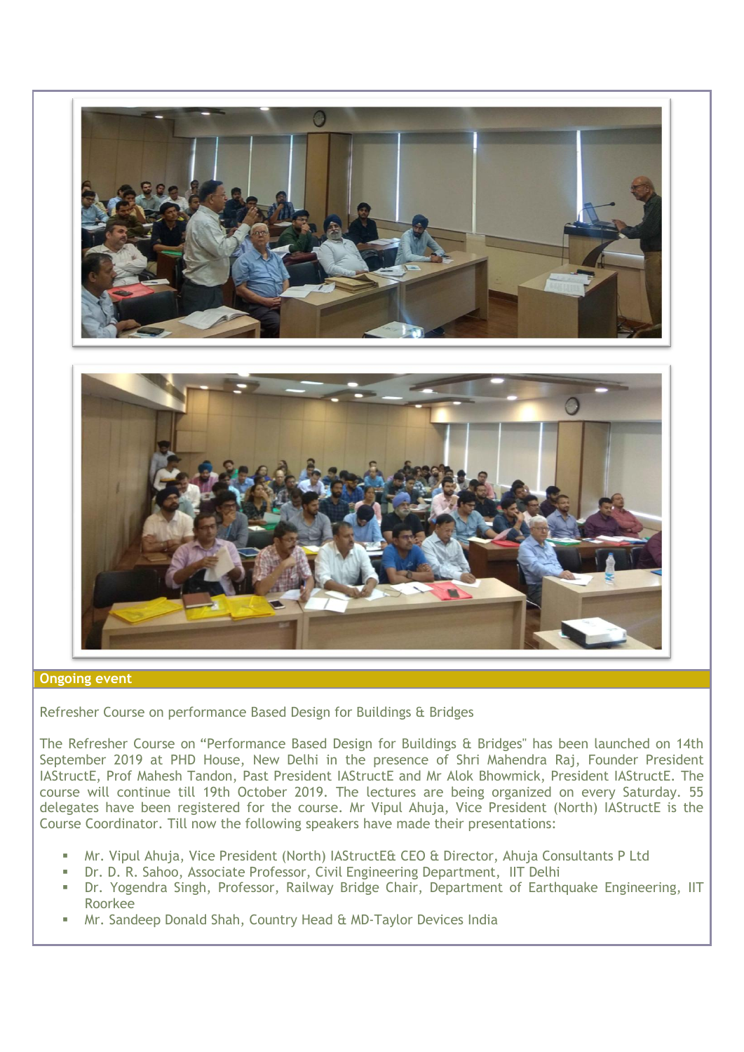## Ongoing event

Refresher Course on performance Based Design for Buildings & Bridges

The Refresher Course on "Performance Based Design for Buildings & Bridges" has been launched on 14th September 2019 at PHD House, New Delhi in the presence of Shri Mahendra Raj, Founder President IAStructE, Prof Mahesh Tandon, Past President IAStructE and Mr Alok Bhowmick, President IAStructE. The course will continue till 19th October 2019. The lectures are being organized on every Saturday. 55 delegates have been registered for the course. Mr Vipul Ahuja, Vice President (North) IAStructE is the Course Coordinator. Till now the following speakers have made their presentations:

- Mr. Vipul Ahuja, Vice President (North) IAStructE& CEO & Director, Ahuja Consultants P Ltd
- Dr. D. R. Sahoo, Associate Professor, Civil Engineering Department, IIT Delhi
- Dr. Yogendra Singh, Professor, Railway Bridge Chair, Department of Earthquake Engineering, IIT Roorkee
- Mr. Sandeep Donald Shah, Country Head & MD-Taylor Devices India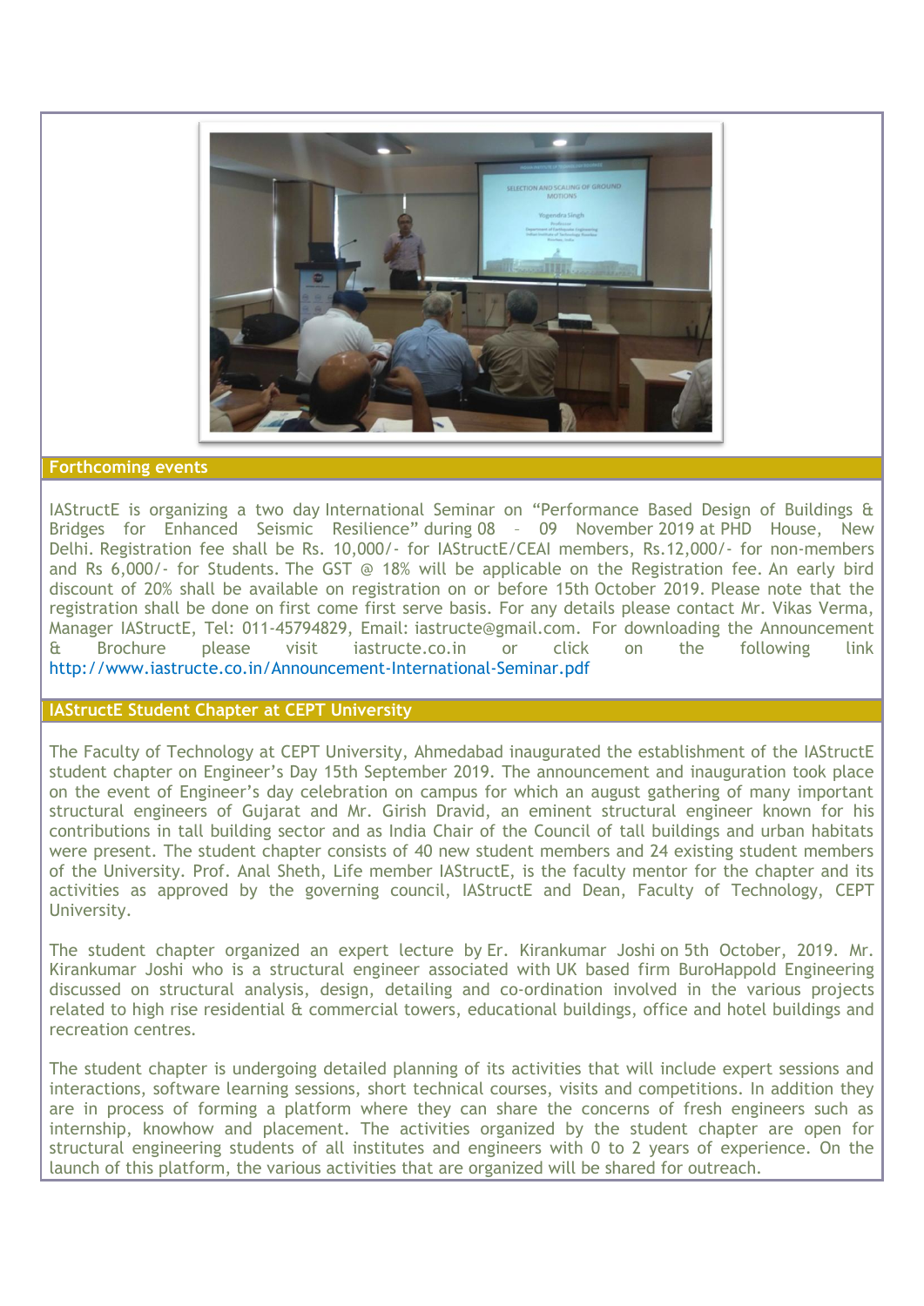## Forthcoming events

IAStructE is organizing a two day International Seminar on "Performance Based Design of Buildings & Bridges for Enhanced Seismic Resilience" during 08 – 09 November 2019 at PHD House, New Delhi. Registration fee shall be Rs. 10,000/- for IAStructE/CEAI members, Rs.12,000/- for non-members and Rs 6,000/- for Students. The GST @ 18% will be applicable on the Registration fee. An early bird discount of 20% shall be available on registration on or before 15th October 2019. Please note that the registration shall be done on first come first serve basis. For any details please contact Mr. Vikas Verma, Manager IAStructE, Tel: 011-45794829, Email: iastructe@gmail.com. For downloading the Announcement & Brochure please visit iastructe.co.in or click on the following link http://www.iastructe.co.in/Announcement-International-Seminar.pdf

## IAStructE Student Chapter at CEPT University

The Faculty of Technology at CEPT University, Ahmedabad inaugurated the establishment of the IAStructE student chapter on Engineer's Day 15th September 2019. The announcement and inauguration took place on the event of Engineer's day celebration on campus for which an august gathering of many important structural engineers of Gujarat and Mr. Girish Dravid, an eminent structural engineer known for his contributions in tall building sector and as India Chair of the Council of tall buildings and urban habitats were present. The student chapter consists of 40 new student members and 24 existing student members of the University. Prof. Anal Sheth, Life member IAStructE, is the faculty mentor for the chapter and its activities as approved by the governing council, IAStructE and Dean, Faculty of Technology, CEPT University.

The student chapter organized an expert lecture by Er. Kirankumar Joshi on 5th October, 2019. Mr. Kirankumar Joshi who is a structural engineer associated with UK based firm BuroHappold Engineering discussed on structural analysis, design, detailing and co-ordination involved in the various projects related to high rise residential & commercial towers, educational buildings, office and hotel buildings and recreation centres.

The student chapter is undergoing detailed planning of its activities that will include expert sessions and interactions, software learning sessions, short technical courses, visits and competitions. In addition they are in process of forming a platform where they can share the concerns of fresh engineers such as internship, knowhow and placement. The activities organized by the student chapter are open for structural engineering students of all institutes and engineers with 0 to 2 years of experience. On the launch of this platform, the various activities that are organized will be shared for outreach.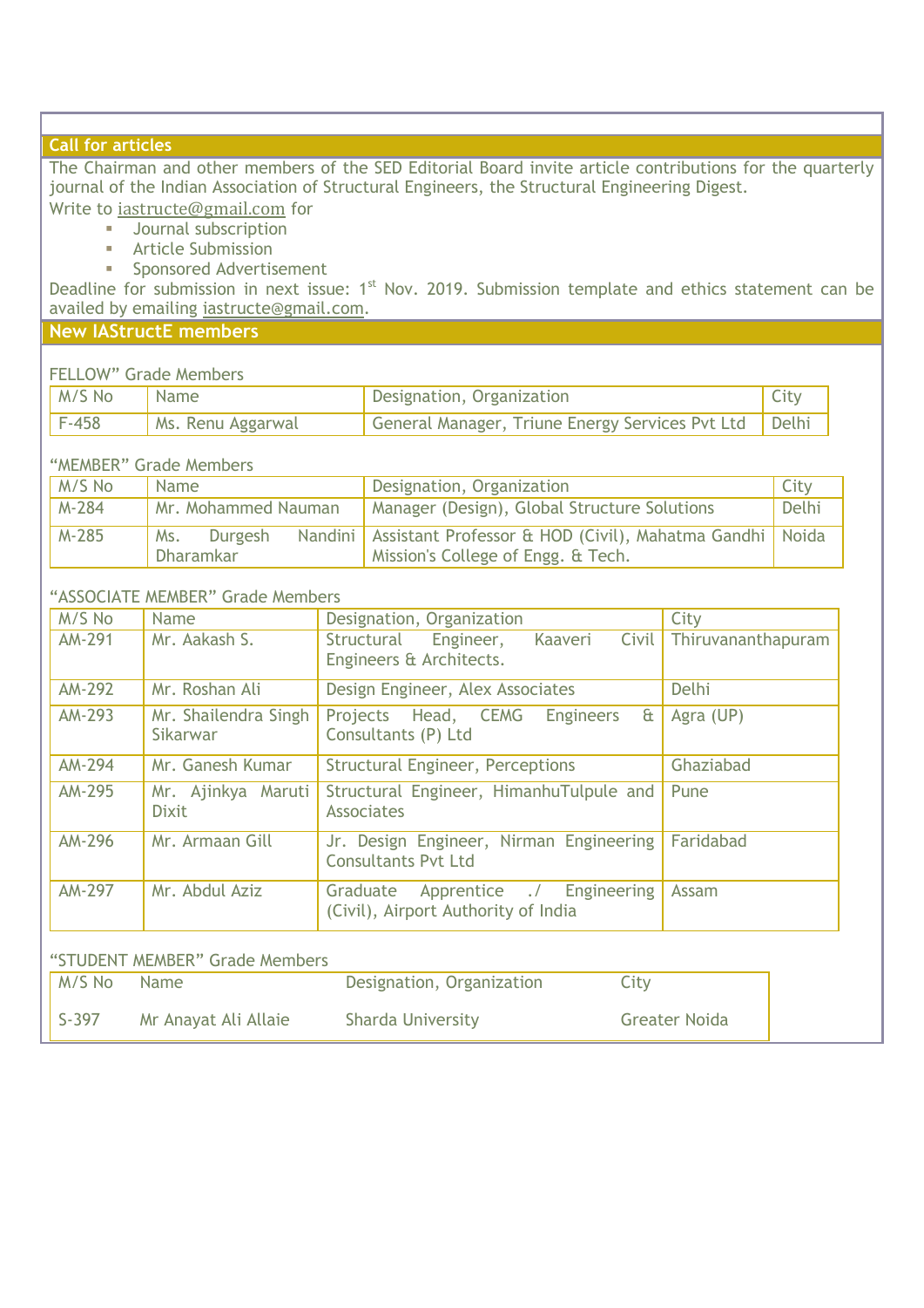## Call for articles

The Chairman and other members of the SED Editorial Board invite article contributions for the quarterly journal of the Indian Association of Structural Engineers, the Structural Engineering Digest.

Write to iastructe@gmail.com for

- Journal subscription
- Article Submission
- Sponsored Advertisement

Deadline for submission in next issue: 1st Nov. 2019. Submission template and ethics statement can be availed by emailing iastructe@gmail.com.

## New IAStructE members

FELLOW" Grade Members

| M/S No | Name | Designation, Organization | City |
|---|---|---|---|
| F-458 | Ms. Renu Aggarwal | General Manager, Triune Energy Services Pvt Ltd | Delhi |

"MEMBER" Grade Members

| M/S No | Name | Designation, Organization | City |
|---|---|---|---|
| M-284 | Mr. Mohammed Nauman | Manager (Design), Global Structure Solutions | Delhi |
| M-285 | Ms. Durgesh Nandini Dharamkar | Assistant Professor & HOD (Civil), Mahatma Gandhi Mission's College of Engg. & Tech. | Noida |

"ASSOCIATE MEMBER" Grade Members

| M/S No | Name | Designation, Organization | City |
|---|---|---|---|
| AM-291 | Mr. Aakash S. | Structural Engineer, Kaaveri Civil Engineers & Architects. | Thiruvananthapuram |
| AM-292 | Mr. Roshan Ali | Design Engineer, Alex Associates | Delhi |
| AM-293 | Mr. Shailendra Singh Sikarwar | Projects Head, CEMG Engineers & Consultants (P) Ltd | Agra (UP) |
| AM-294 | Mr. Ganesh Kumar | Structural Engineer, Perceptions | Ghaziabad |
| AM-295 | Mr. Ajinkya Maruti Dixit | Structural Engineer, HimanhuTulpule and Associates | Pune |
| AM-296 | Mr. Armaan Gill | Jr. Design Engineer, Nirman Engineering Consultants Pvt Ltd | Faridabad |
| AM-297 | Mr. Abdul Aziz | Graduate Apprentice ./ Engineering (Civil), Airport Authority of India | Assam |

"STUDENT MEMBER" Grade Members

| M/S No | Name | Designation, Organization | City |
|---|---|---|---|
| S-397 | Mr Anayat Ali Allaie | Sharda University | Greater Noida |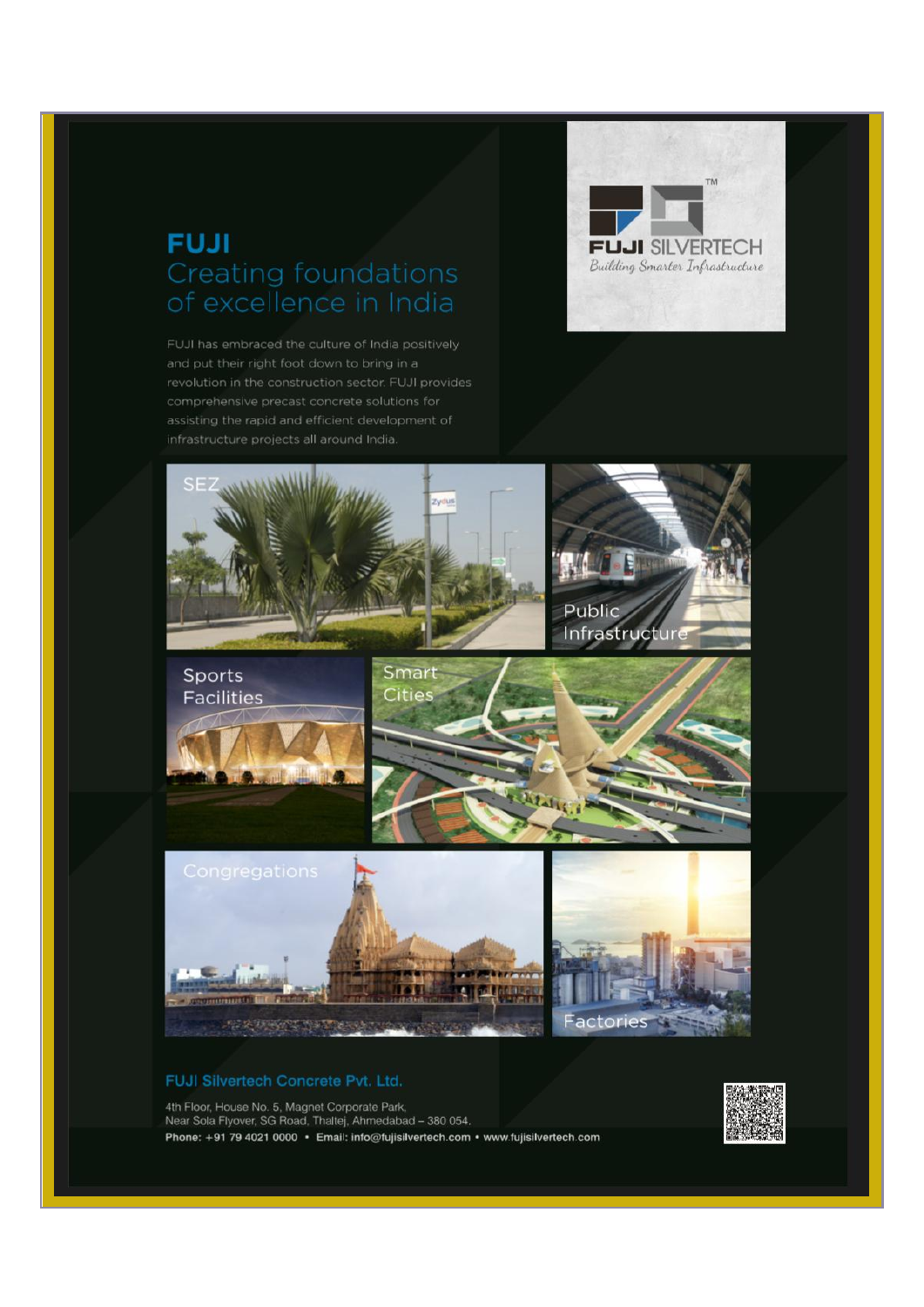# FUJI

## Creating foundations of excellence in India

FUJI has embraced the culture of India positively and put their right foot down to bring in a revolution in the construction sector. FUJI provides comprehensive precast concrete solutions for assisting the rapid and efficient development of infrastructure projects all around India.

FUJI SILVERTECH

*Building Smarter Infrastructure*

SEZ

Public Infrastructure

Sports Facilities

Smart Cities

Congregations

Factories

**FUJI Silvertech Concrete Pvt. Ltd.**

4th Floor, House No. 5, Magnet Corporate Park,
Near Sola Flyover, SG Road, Thaltej, Ahmedabad – 380 054.

**Phone: +91 79 4021 0000 • Email: info@fujisilvertech.com • www.fujisilvertech.com**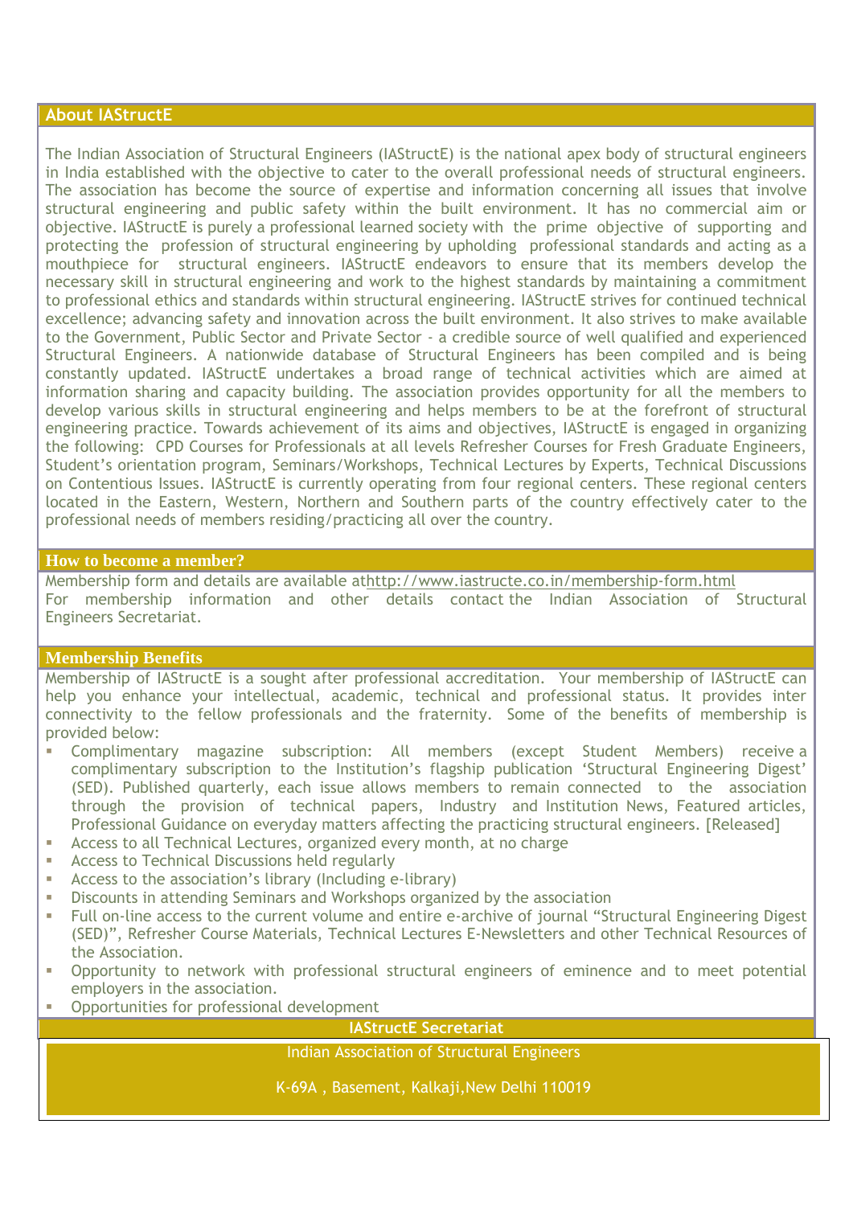## About IAStructE

The Indian Association of Structural Engineers (IAStructE) is the national apex body of structural engineers in India established with the objective to cater to the overall professional needs of structural engineers. The association has become the source of expertise and information concerning all issues that involve structural engineering and public safety within the built environment. It has no commercial aim or objective. IAStructE is purely a professional learned society with the prime objective of supporting and protecting the profession of structural engineering by upholding professional standards and acting as a mouthpiece for structural engineers. IAStructE endeavors to ensure that its members develop the necessary skill in structural engineering and work to the highest standards by maintaining a commitment to professional ethics and standards within structural engineering. IAStructE strives for continued technical excellence; advancing safety and innovation across the built environment. It also strives to make available to the Government, Public Sector and Private Sector - a credible source of well qualified and experienced Structural Engineers. A nationwide database of Structural Engineers has been compiled and is being constantly updated. IAStructE undertakes a broad range of technical activities which are aimed at information sharing and capacity building. The association provides opportunity for all the members to develop various skills in structural engineering and helps members to be at the forefront of structural engineering practice. Towards achievement of its aims and objectives, IAStructE is engaged in organizing the following: CPD Courses for Professionals at all levels Refresher Courses for Fresh Graduate Engineers, Student's orientation program, Seminars/Workshops, Technical Lectures by Experts, Technical Discussions on Contentious Issues. IAStructE is currently operating from four regional centers. These regional centers located in the Eastern, Western, Northern and Southern parts of the country effectively cater to the professional needs of members residing/practicing all over the country.

## How to become a member?

Membership form and details are available athttp://www.iastructe.co.in/membership-form.html
For membership information and other details contact the Indian Association of Structural Engineers Secretariat.

## Membership Benefits

Membership of IAStructE is a sought after professional accreditation. Your membership of IAStructE can help you enhance your intellectual, academic, technical and professional status. It provides inter connectivity to the fellow professionals and the fraternity. Some of the benefits of membership is provided below:

- Complimentary magazine subscription: All members (except Student Members) receive a complimentary subscription to the Institution's flagship publication 'Structural Engineering Digest' (SED). Published quarterly, each issue allows members to remain connected to the association through the provision of technical papers, Industry and Institution News, Featured articles, Professional Guidance on everyday matters affecting the practicing structural engineers. [Released]
- Access to all Technical Lectures, organized every month, at no charge
- Access to Technical Discussions held regularly
- Access to the association's library (Including e-library)
- Discounts in attending Seminars and Workshops organized by the association
- Full on-line access to the current volume and entire e-archive of journal "Structural Engineering Digest (SED)", Refresher Course Materials, Technical Lectures E-Newsletters and other Technical Resources of the Association.
- Opportunity to network with professional structural engineers of eminence and to meet potential employers in the association.
- Opportunities for professional development

**IAStructE Secretariat**

Indian Association of Structural Engineers

K-69A , Basement, Kalkaji,New Delhi 110019